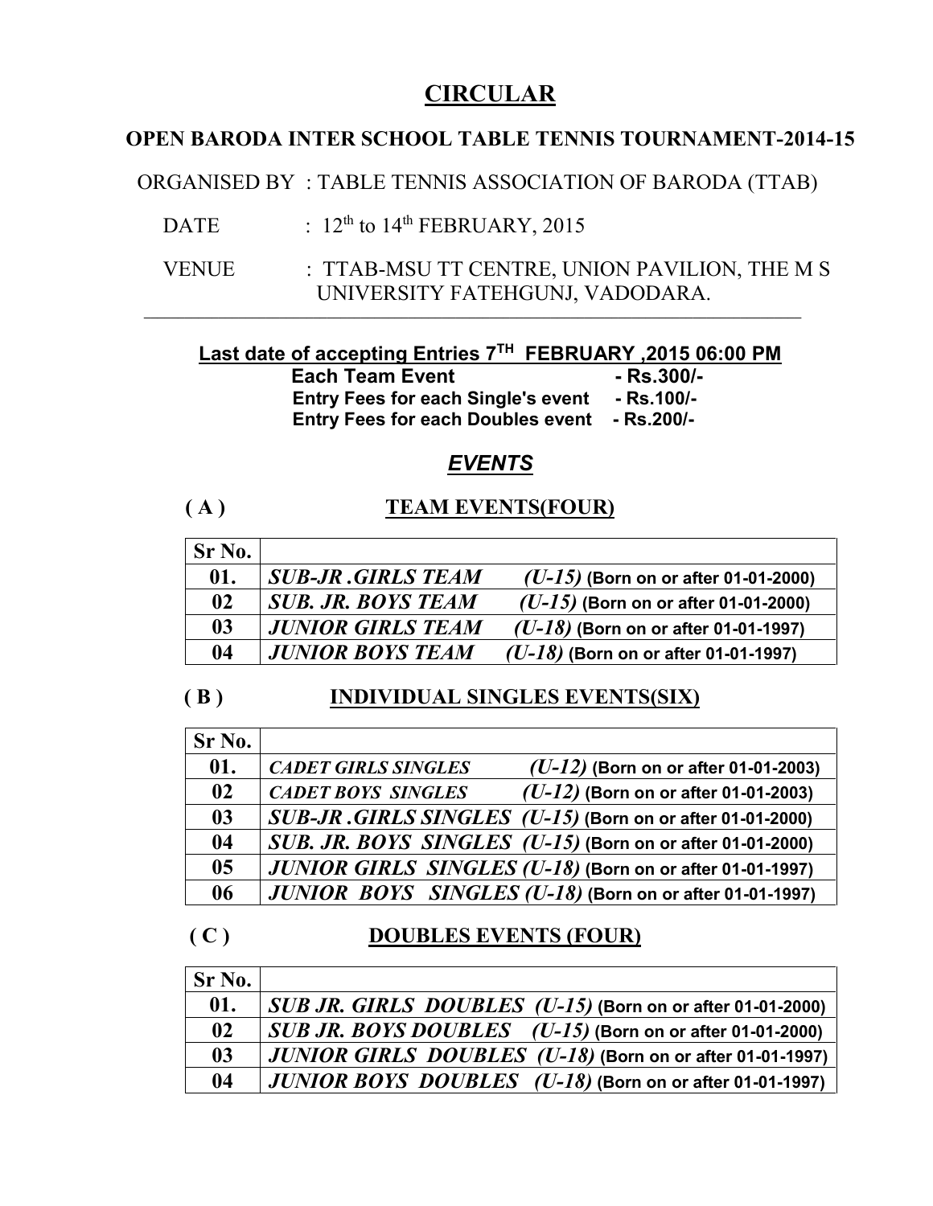# CIRCULAR

## OPEN BARODA INTER SCHOOL TABLE TENNIS TOURNAMENT-2014-15

ORGANISED BY : TABLE TENNIS ASSOCIATION OF BARODA (TTAB)

DATE : 12th to 14th FEBRUARY, 2015

VENUE : TTAB-MSU TT CENTRE, UNION PAVILION, THE M S UNIVERSITY FATEHGUNJ, VADODARA.

---

**Last date of accepting Entries 7TH FEBRUARY ,2015 06:00 PM**

**Each Team Event - Rs.300/-**

**Entry Fees for each Single's event - Rs.100/-**

**Entry Fees for each Doubles event - Rs.200/-**

## *EVENTS*

### ( A ) TEAM EVENTS(FOUR)

| Sr No. | |
|---|---|
| 01. | ***SUB-JR .GIRLS TEAM*** *(U-15)* **(Born on or after 01-01-2000)** |
| 02 | ***SUB. JR. BOYS TEAM*** *(U-15)* **(Born on or after 01-01-2000)** |
| 03 | ***JUNIOR GIRLS TEAM*** *(U-18)* **(Born on or after 01-01-1997)** |
| 04 | ***JUNIOR BOYS TEAM*** *(U-18)* **(Born on or after 01-01-1997)** |

### ( B ) INDIVIDUAL SINGLES EVENTS(SIX)

| Sr No. | |
|---|---|
| 01. | ***CADET GIRLS SINGLES*** *(U-12)* **(Born on or after 01-01-2003)** |
| 02 | ***CADET BOYS SINGLES*** *(U-12)* **(Born on or after 01-01-2003)** |
| 03 | ***SUB-JR .GIRLS SINGLES (U-15)*** **(Born on or after 01-01-2000)** |
| 04 | ***SUB. JR. BOYS SINGLES (U-15)*** **(Born on or after 01-01-2000)** |
| 05 | ***JUNIOR GIRLS SINGLES (U-18)*** **(Born on or after 01-01-1997)** |
| 06 | ***JUNIOR BOYS SINGLES (U-18)*** **(Born on or after 01-01-1997)** |

### ( C ) DOUBLES EVENTS (FOUR)

| Sr No. | |
|---|---|
| 01. | ***SUB JR. GIRLS DOUBLES (U-15)*** **(Born on or after 01-01-2000)** |
| 02 | ***SUB JR. BOYS DOUBLES (U-15)*** **(Born on or after 01-01-2000)** |
| 03 | ***JUNIOR GIRLS DOUBLES (U-18)*** **(Born on or after 01-01-1997)** |
| 04 | ***JUNIOR BOYS DOUBLES (U-18)*** **(Born on or after 01-01-1997)** |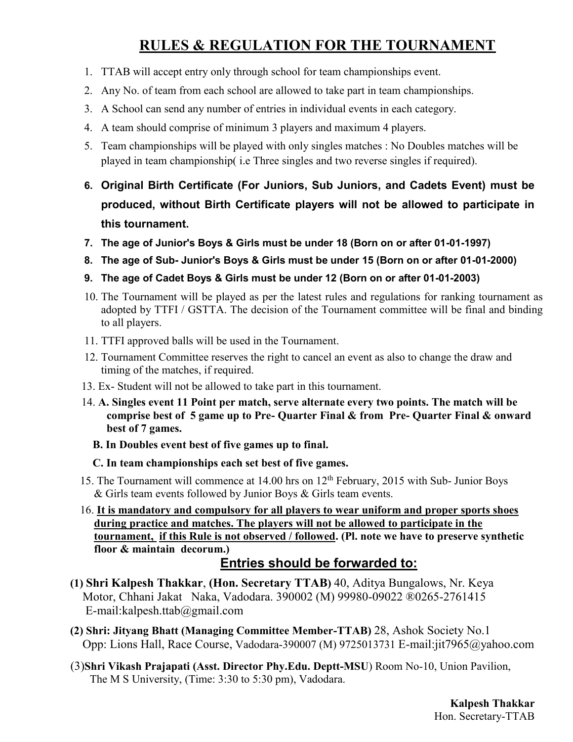# RULES & REGULATION FOR THE TOURNAMENT

1. TTAB will accept entry only through school for team championships event.
2. Any No. of team from each school are allowed to take part in team championships.
3. A School can send any number of entries in individual events in each category.
4. A team should comprise of minimum 3 players and maximum 4 players.
5. Team championships will be played with only singles matches : No Doubles matches will be played in team championship( i.e Three singles and two reverse singles if required).
6. **Original Birth Certificate (For Juniors, Sub Juniors, and Cadets Event) must be produced, without Birth Certificate players will not be allowed to participate in this tournament.**
7. **The age of Junior's Boys & Girls must be under 18 (Born on or after 01-01-1997)**
8. **The age of Sub- Junior's Boys & Girls must be under 15 (Born on or after 01-01-2000)**
9. **The age of Cadet Boys & Girls must be under 12 (Born on or after 01-01-2003)**
10. The Tournament will be played as per the latest rules and regulations for ranking tournament as adopted by TTFI / GSTTA. The decision of the Tournament committee will be final and binding to all players.
11. TTFI approved balls will be used in the Tournament.
12. Tournament Committee reserves the right to cancel an event as also to change the draw and timing of the matches, if required.
13. Ex- Student will not be allowed to take part in this tournament.
14. **A. Singles event 11 Point per match, serve alternate every two points. The match will be comprise best of 5 game up to Pre- Quarter Final & from Pre- Quarter Final & onward best of 7 games.**

    **B. In Doubles event best of five games up to final.**

    **C. In team championships each set best of five games.**
15. The Tournament will commence at 14.00 hrs on 12th February, 2015 with Sub- Junior Boys & Girls team events followed by Junior Boys & Girls team events.
16. **<u>It is mandatory and compulsory for all players to wear uniform and proper sports shoes during practice and matches. The players will not be allowed to participate in the tournament, if this Rule is not observed / followed</u>. (Pl. note we have to preserve synthetic floor & maintain decorum.)**

## Entries should be forwarded to:

**(1) Shri Kalpesh Thakkar**, **(Hon. Secretary TTAB)** 40, Aditya Bungalows, Nr. Keya Motor, Chhani Jakat Naka, Vadodara. 390002 (M) 99980-09022 ®0265-2761415 E-mail:kalpesh.ttab@gmail.com

**(2) Shri: Jityang Bhatt (Managing Committee Member-TTAB)** 28, Ashok Society No.1 Opp: Lions Hall, Race Course, Vadodara-390007 (M) 9725013731 E-mail:jit7965@yahoo.com

(3)**Shri Vikash Prajapati (Asst. Director Phy.Edu. Deptt-MSU**) Room No-10, Union Pavilion, The M S University, (Time: 3:30 to 5:30 pm), Vadodara.

**Kalpesh Thakkar**
Hon. Secretary-TTAB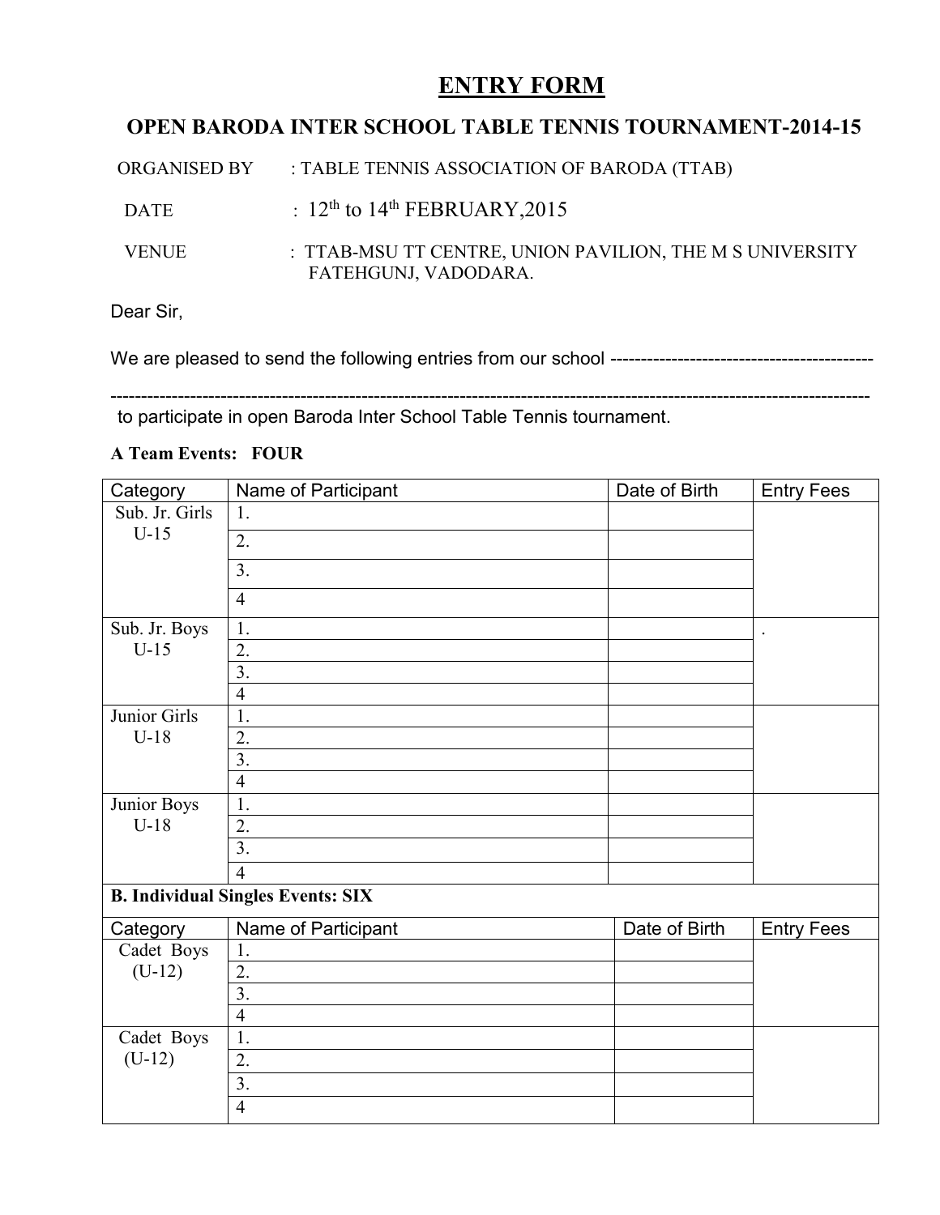# ENTRY FORM

## OPEN BARODA INTER SCHOOL TABLE TENNIS TOURNAMENT-2014-15

ORGANISED BY : TABLE TENNIS ASSOCIATION OF BARODA (TTAB)

DATE : 12th to 14th FEBRUARY,2015

VENUE : TTAB-MSU TT CENTRE, UNION PAVILION, THE M S UNIVERSITY FATEHGUNJ, VADODARA.

Dear Sir,

We are pleased to send the following entries from our school -------------------------------------------

--------------------------------------------------------------------------------------------------------------------------

to participate in open Baroda Inter School Table Tennis tournament.

**A Team Events: FOUR**

| Category | Name of Participant | Date of Birth | Entry Fees |
|---|---|---|---|
| Sub. Jr. Girls U-15 | 1. | | |
| | 2. | | |
| | 3. | | |
| | 4 | | |
| Sub. Jr. Boys U-15 | 1. | | . |
| | 2. | | |
| | 3. | | |
| | 4 | | |
| Junior Girls U-18 | 1. | | |
| | 2. | | |
| | 3. | | |
| | 4 | | |
| Junior Boys U-18 | 1. | | |
| | 2. | | |
| | 3. | | |
| | 4 | | |

**B. Individual Singles Events: SIX**

| Category | Name of Participant | Date of Birth | Entry Fees |
|---|---|---|---|
| Cadet Boys (U-12) | 1. | | |
| | 2. | | |
| | 3. | | |
| | 4 | | |
| Cadet Boys (U-12) | 1. | | |
| | 2. | | |
| | 3. | | |
| | 4 | | |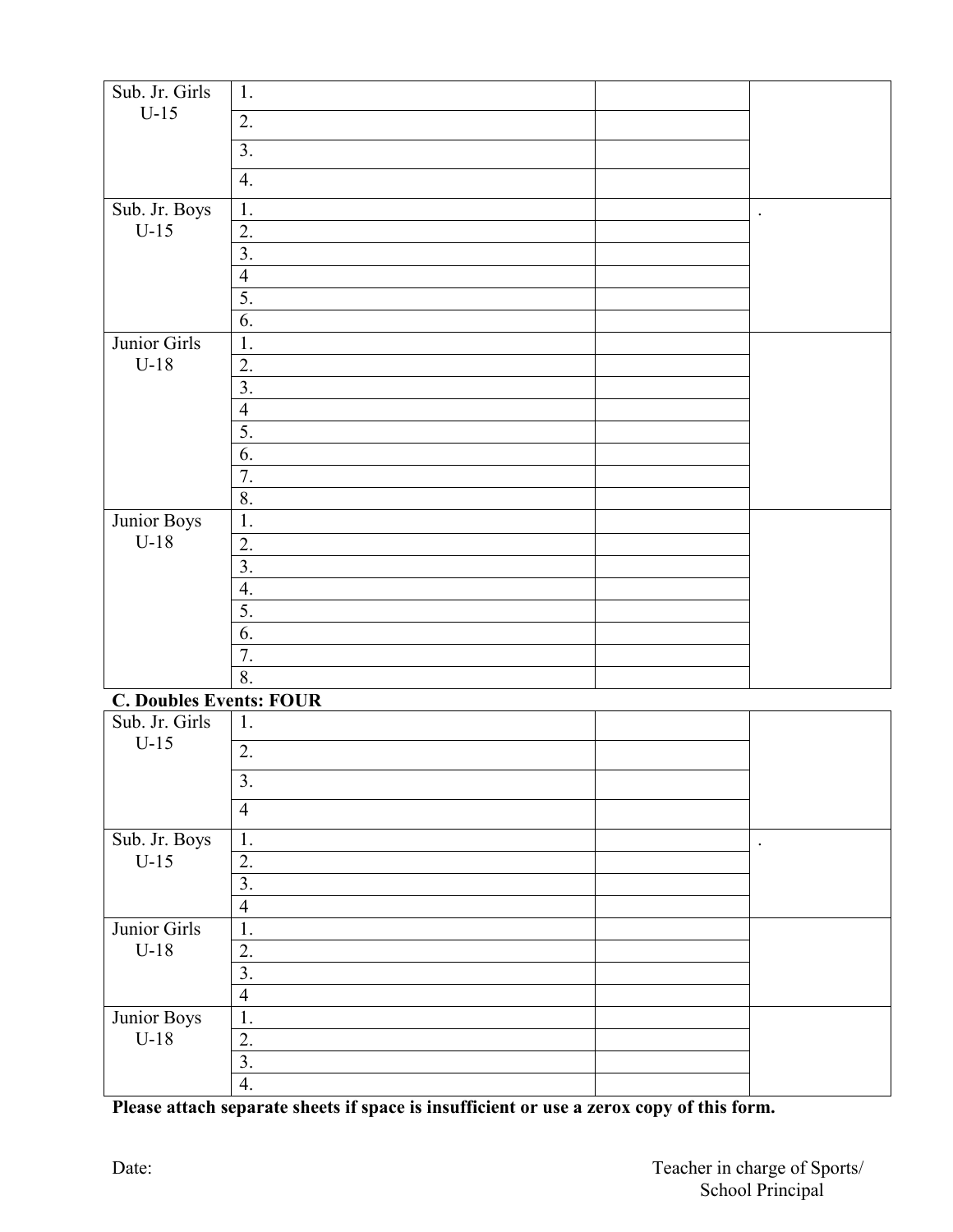| | | | |
|---|---|---|---|
| Sub. Jr. Girls U-15 | 1. | | |
| | 2. | | |
| | 3. | | |
| | 4. | | |
| Sub. Jr. Boys U-15 | 1. | | . |
| | 2. | | |
| | 3. | | |
| | 4 | | |
| | 5. | | |
| | 6. | | |
| Junior Girls U-18 | 1. | | |
| | 2. | | |
| | 3. | | |
| | 4 | | |
| | 5. | | |
| | 6. | | |
| | 7. | | |
| | 8. | | |
| Junior Boys U-18 | 1. | | |
| | 2. | | |
| | 3. | | |
| | 4. | | |
| | 5. | | |
| | 6. | | |
| | 7. | | |
| | 8. | | |

**C. Doubles Events: FOUR**

| | | | |
|---|---|---|---|
| Sub. Jr. Girls U-15 | 1. | | |
| | 2. | | |
| | 3. | | |
| | 4 | | |
| Sub. Jr. Boys U-15 | 1. | | . |
| | 2. | | |
| | 3. | | |
| | 4 | | |
| Junior Girls U-18 | 1. | | |
| | 2. | | |
| | 3. | | |
| | 4 | | |
| Junior Boys U-18 | 1. | | |
| | 2. | | |
| | 3. | | |
| | 4. | | |

**Please attach separate sheets if space is insufficient or use a zerox copy of this form.**

Date:

Teacher in charge of Sports/
School Principal